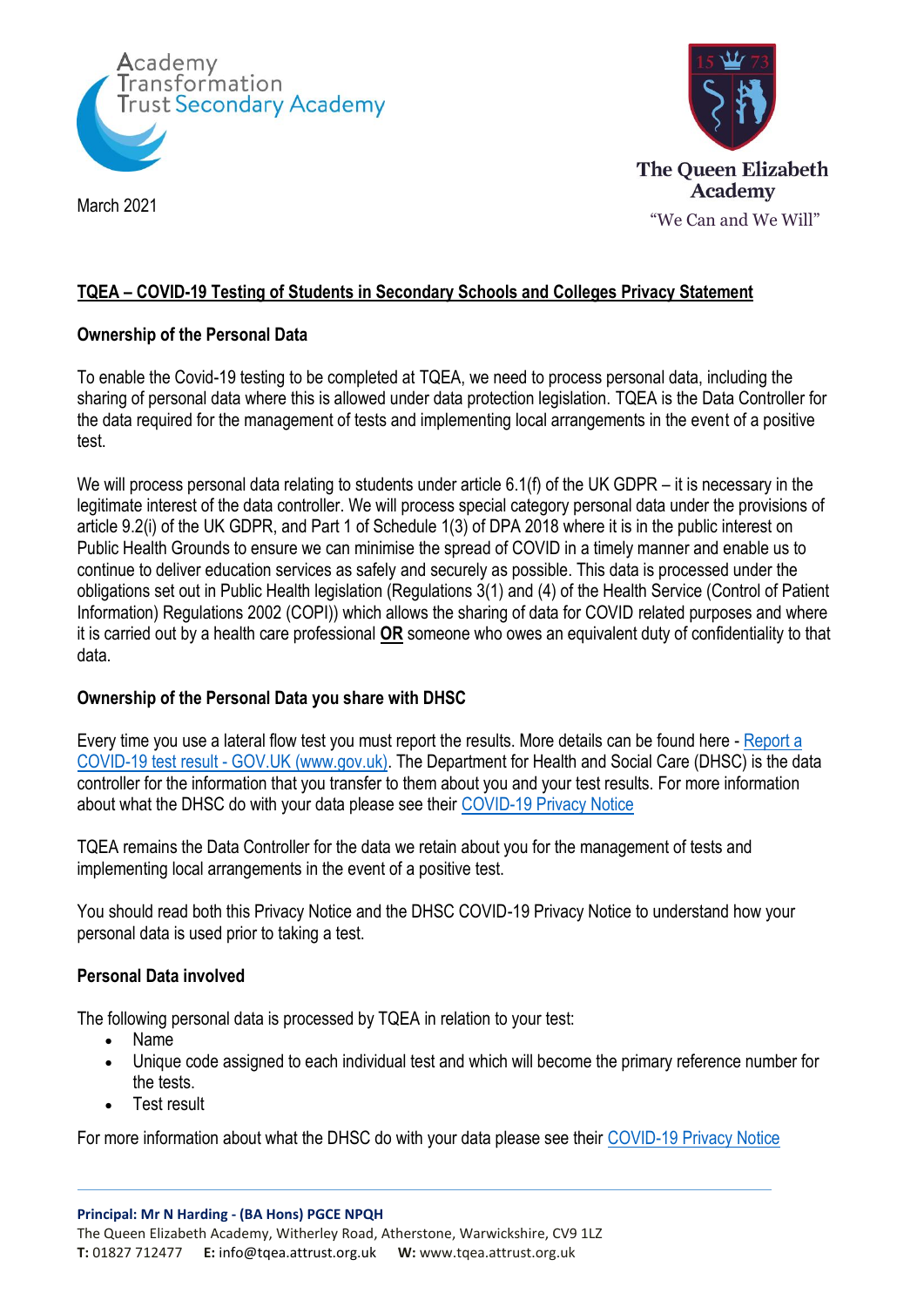Academy Transformation Trust Secondary Academy

The Queen Elizabeth Academy

"We Can and We Will"

March 2021

## TQEA – COVID-19 Testing of Students in Secondary Schools and Colleges Privacy Statement

### Ownership of the Personal Data

To enable the Covid-19 testing to be completed at TQEA, we need to process personal data, including the sharing of personal data where this is allowed under data protection legislation. TQEA is the Data Controller for the data required for the management of tests and implementing local arrangements in the event of a positive test.

We will process personal data relating to students under article 6.1(f) of the UK GDPR – it is necessary in the legitimate interest of the data controller. We will process special category personal data under the provisions of article 9.2(i) of the UK GDPR, and Part 1 of Schedule 1(3) of DPA 2018 where it is in the public interest on Public Health Grounds to ensure we can minimise the spread of COVID in a timely manner and enable us to continue to deliver education services as safely and securely as possible. This data is processed under the obligations set out in Public Health legislation (Regulations 3(1) and (4) of the Health Service (Control of Patient Information) Regulations 2002 (COPI)) which allows the sharing of data for COVID related purposes and where it is carried out by a health care professional **OR** someone who owes an equivalent duty of confidentiality to that data.

### Ownership of the Personal Data you share with DHSC

Every time you use a lateral flow test you must report the results. More details can be found here - [Report a COVID-19 test result - GOV.UK (www.gov.uk)](). The Department for Health and Social Care (DHSC) is the data controller for the information that you transfer to them about you and your test results. For more information about what the DHSC do with your data please see their [COVID-19 Privacy Notice]()

TQEA remains the Data Controller for the data we retain about you for the management of tests and implementing local arrangements in the event of a positive test.

You should read both this Privacy Notice and the DHSC COVID-19 Privacy Notice to understand how your personal data is used prior to taking a test.

### Personal Data involved

The following personal data is processed by TQEA in relation to your test:

- Name
- Unique code assigned to each individual test and which will become the primary reference number for the tests.
- Test result

For more information about what the DHSC do with your data please see their [COVID-19 Privacy Notice]()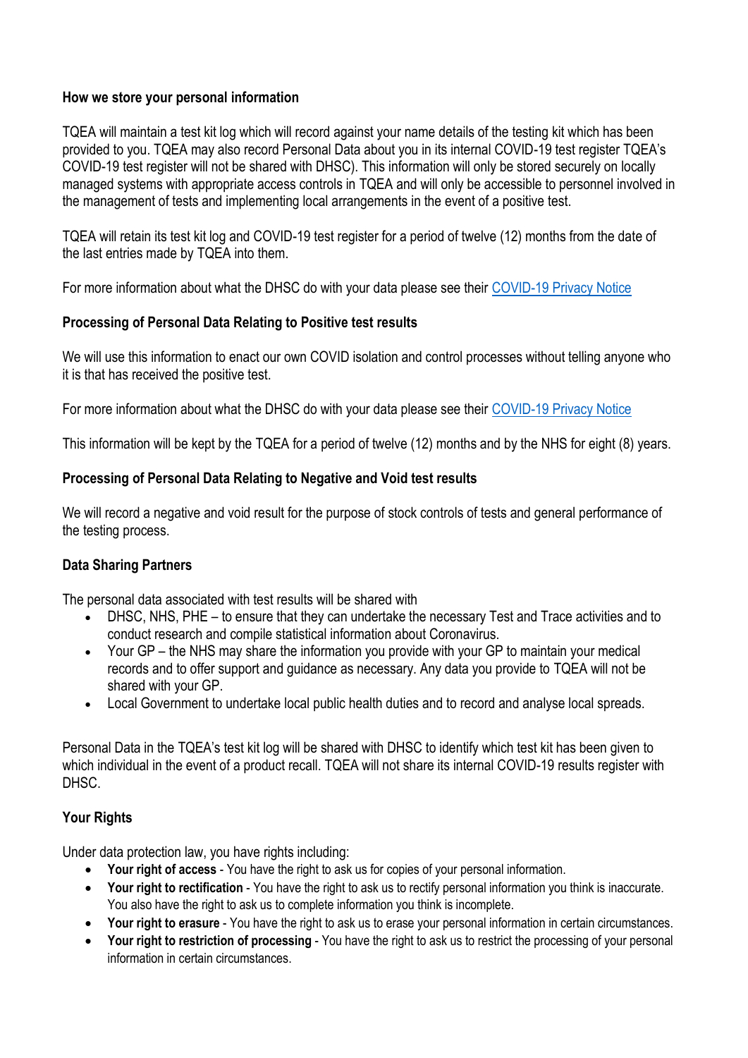**How we store your personal information**

TQEA will maintain a test kit log which will record against your name details of the testing kit which has been provided to you. TQEA may also record Personal Data about you in its internal COVID-19 test register TQEA's COVID-19 test register will not be shared with DHSC). This information will only be stored securely on locally managed systems with appropriate access controls in TQEA and will only be accessible to personnel involved in the management of tests and implementing local arrangements in the event of a positive test.

TQEA will retain its test kit log and COVID-19 test register for a period of twelve (12) months from the date of the last entries made by TQEA into them.

For more information about what the DHSC do with your data please see their COVID-19 Privacy Notice

**Processing of Personal Data Relating to Positive test results**

We will use this information to enact our own COVID isolation and control processes without telling anyone who it is that has received the positive test.

For more information about what the DHSC do with your data please see their COVID-19 Privacy Notice

This information will be kept by the TQEA for a period of twelve (12) months and by the NHS for eight (8) years.

**Processing of Personal Data Relating to Negative and Void test results**

We will record a negative and void result for the purpose of stock controls of tests and general performance of the testing process.

**Data Sharing Partners**

The personal data associated with test results will be shared with

- DHSC, NHS, PHE – to ensure that they can undertake the necessary Test and Trace activities and to conduct research and compile statistical information about Coronavirus.
- Your GP – the NHS may share the information you provide with your GP to maintain your medical records and to offer support and guidance as necessary. Any data you provide to TQEA will not be shared with your GP.
- Local Government to undertake local public health duties and to record and analyse local spreads.

Personal Data in the TQEA's test kit log will be shared with DHSC to identify which test kit has been given to which individual in the event of a product recall. TQEA will not share its internal COVID-19 results register with DHSC.

**Your Rights**

Under data protection law, you have rights including:

- **Your right of access** - You have the right to ask us for copies of your personal information.
- **Your right to rectification** - You have the right to ask us to rectify personal information you think is inaccurate. You also have the right to ask us to complete information you think is incomplete.
- **Your right to erasure** - You have the right to ask us to erase your personal information in certain circumstances.
- **Your right to restriction of processing** - You have the right to ask us to restrict the processing of your personal information in certain circumstances.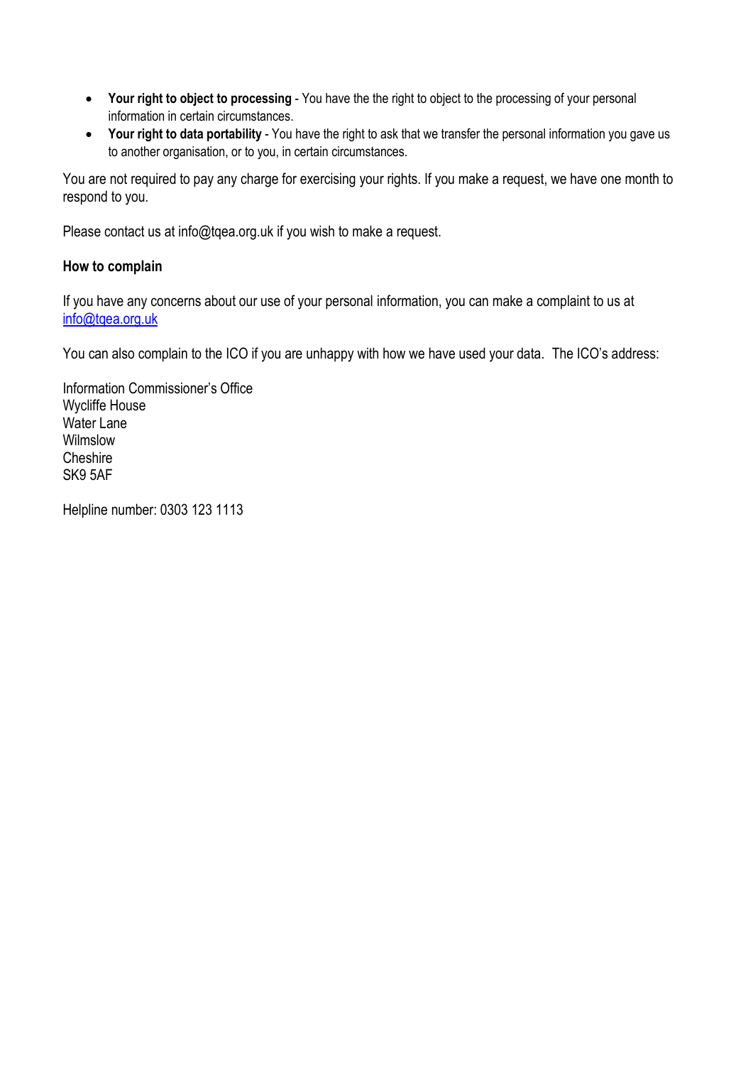- **Your right to object to processing** - You have the the right to object to the processing of your personal information in certain circumstances.
- **Your right to data portability** - You have the right to ask that we transfer the personal information you gave us to another organisation, or to you, in certain circumstances.

You are not required to pay any charge for exercising your rights. If you make a request, we have one month to respond to you.

Please contact us at info@tqea.org.uk if you wish to make a request.

**How to complain**

If you have any concerns about our use of your personal information, you can make a complaint to us at info@tqea.org.uk

You can also complain to the ICO if you are unhappy with how we have used your data. The ICO's address:

Information Commissioner's Office
Wycliffe House
Water Lane
Wilmslow
Cheshire
SK9 5AF

Helpline number: 0303 123 1113